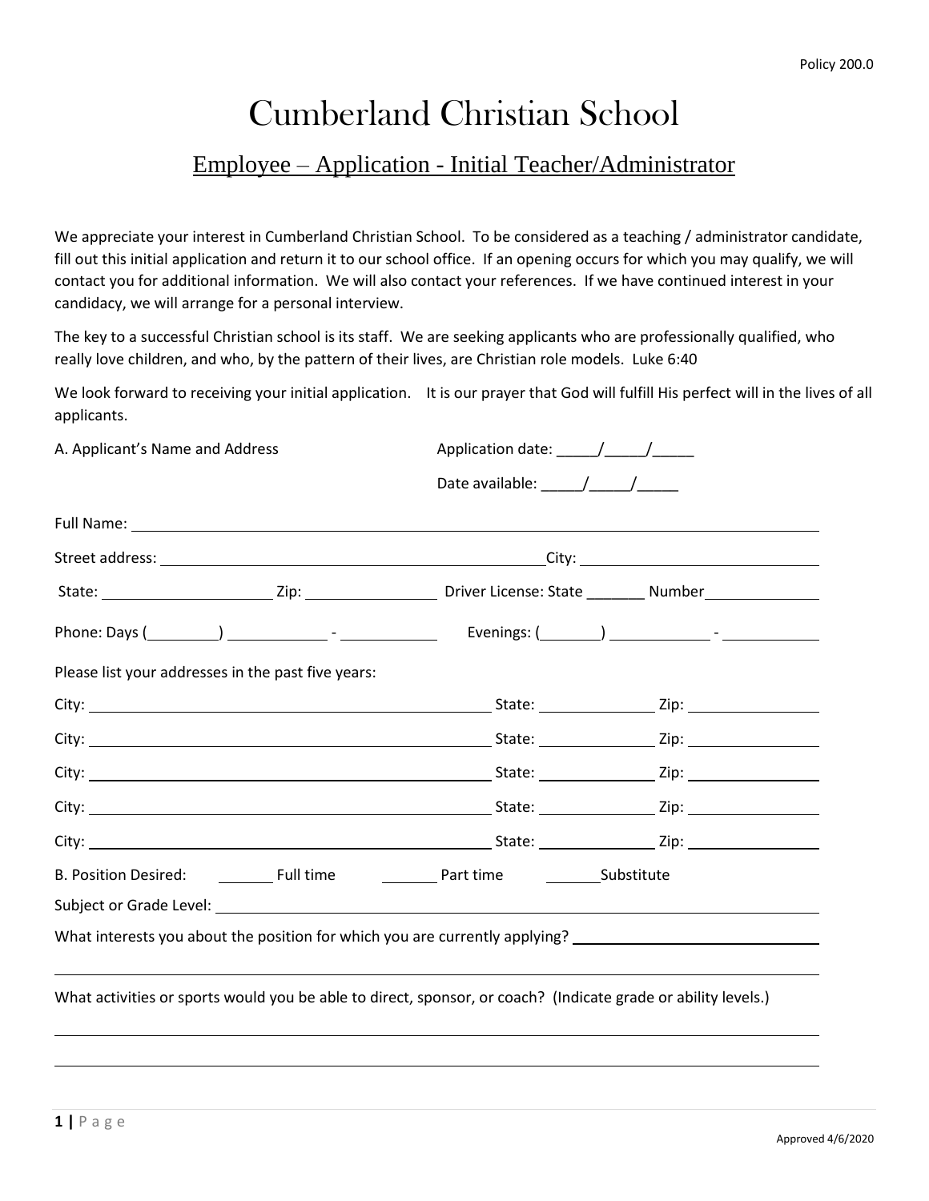Policy 200.0

# Cumberland Christian School

## Employee – Application - Initial Teacher/Administrator

We appreciate your interest in Cumberland Christian School. To be considered as a teaching / administrator candidate, fill out this initial application and return it to our school office. If an opening occurs for which you may qualify, we will contact you for additional information. We will also contact your references. If we have continued interest in your candidacy, we will arrange for a personal interview.

The key to a successful Christian school is its staff. We are seeking applicants who are professionally qualified, who really love children, and who, by the pattern of their lives, are Christian role models. Luke 6:40

We look forward to receiving your initial application. It is our prayer that God will fulfill His perfect will in the lives of all applicants.

A. Applicant's Name and Address — Application date: _____/_____/_____

Date available: _____/_____/_____

Full Name: ______________________________________________

Street address: ______________________________ City: ______________________

State: ______________ Zip: ____________ Driver License: State _______ Number____________

Phone: Days (_________) ____________ - ____________ Evenings: (_______) ____________ - ____________

Please list your addresses in the past five years:

City: ______________________________ State: ____________ Zip: ____________

City: ______________________________ State: ____________ Zip: ____________

City: ______________________________ State: ____________ Zip: ____________

City: ______________________________ State: ____________ Zip: ____________

City: ______________________________ State: ____________ Zip: ____________

B. Position Desired: _______ Full time _______ Part time _______Substitute

Subject or Grade Level: ______________________________________________

What interests you about the position for which you are currently applying? ______________________________

______________________________________________

What activities or sports would you be able to direct, sponsor, or coach? (Indicate grade or ability levels.)

______________________________________________

______________________________________________

Approved 4/6/2020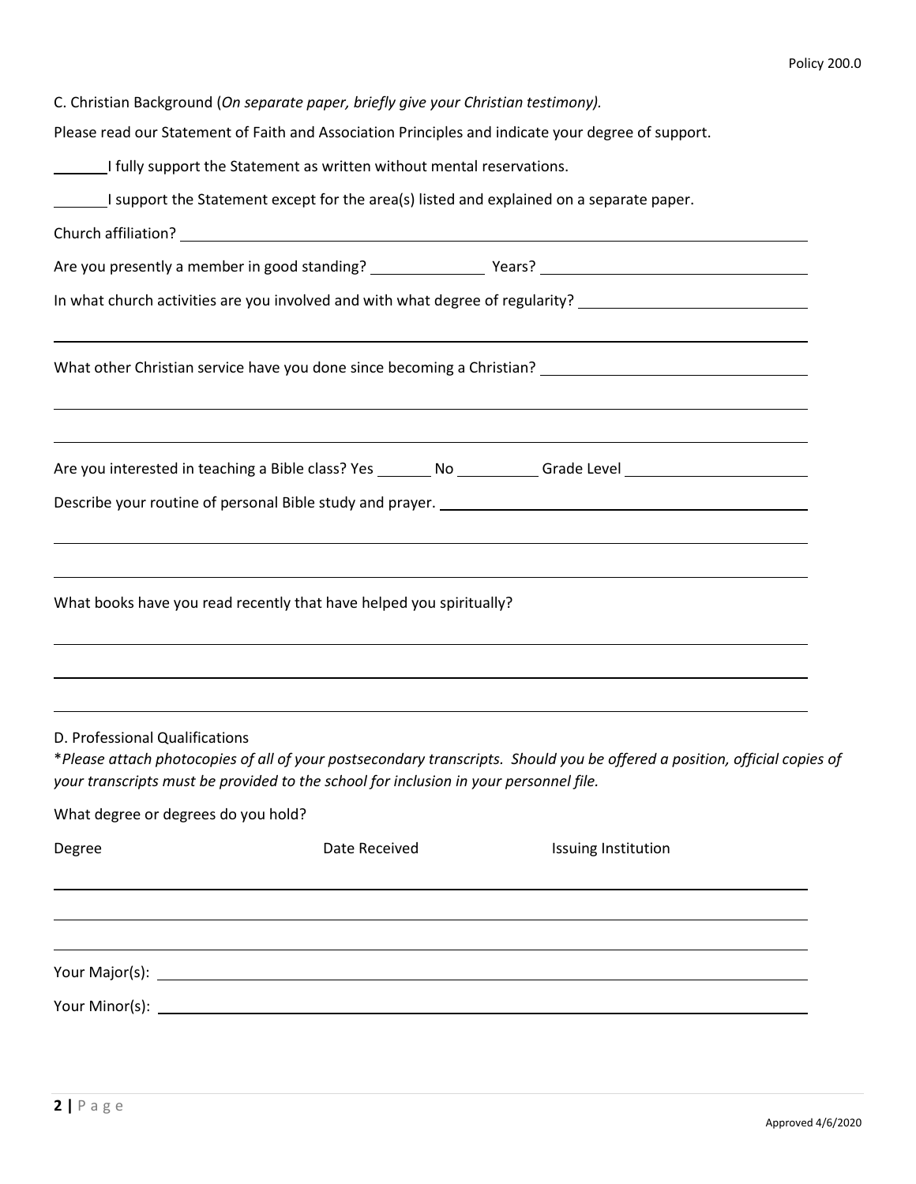C. Christian Background (*On separate paper, briefly give your Christian testimony).*

Please read our Statement of Faith and Association Principles and indicate your degree of support.

_______ I fully support the Statement as written without mental reservations.

_______ I support the Statement except for the area(s) listed and explained on a separate paper.

Church affiliation? ____________________________________________

Are you presently a member in good standing? _______________ Years? ____________________

In what church activities are you involved and with what degree of regularity? ____________________

____________________________________________

What other Christian service have you done since becoming a Christian? ____________________

____________________________________________

____________________________________________

Are you interested in teaching a Bible class? Yes _______ No __________ Grade Level ______________

Describe your routine of personal Bible study and prayer. ____________________

____________________________________________

____________________________________________

What books have you read recently that have helped you spiritually?

____________________________________________

____________________________________________

____________________________________________

D. Professional Qualifications

\**Please attach photocopies of all of your postsecondary transcripts. Should you be offered a position, official copies of your transcripts must be provided to the school for inclusion in your personnel file.*

What degree or degrees do you hold?

| Degree | Date Received | Issuing Institution |
| --- | --- | --- |
| | | |
| | | |
| | | |

Your Major(s): ____________________________________________

Your Minor(s): ____________________________________________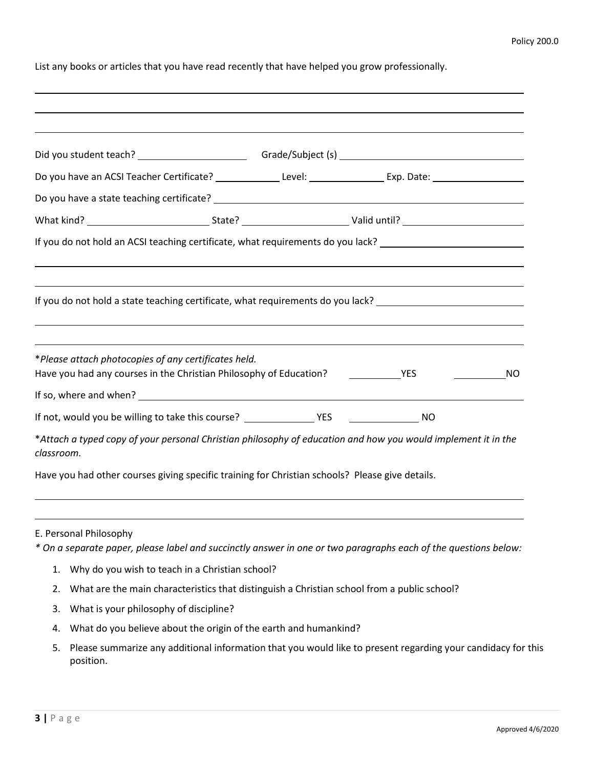List any books or articles that you have read recently that have helped you grow professionally.

\_\_\_\_\_\_\_\_\_\_\_\_\_\_\_\_\_\_\_\_\_\_\_\_\_\_\_\_\_\_\_\_\_\_\_\_\_\_\_\_\_\_\_\_\_\_\_\_\_\_\_\_\_\_\_\_\_\_\_\_\_\_\_\_\_\_\_\_\_\_\_\_\_\_\_\_\_\_

\_\_\_\_\_\_\_\_\_\_\_\_\_\_\_\_\_\_\_\_\_\_\_\_\_\_\_\_\_\_\_\_\_\_\_\_\_\_\_\_\_\_\_\_\_\_\_\_\_\_\_\_\_\_\_\_\_\_\_\_\_\_\_\_\_\_\_\_\_\_\_\_\_\_\_\_\_\_

\_\_\_\_\_\_\_\_\_\_\_\_\_\_\_\_\_\_\_\_\_\_\_\_\_\_\_\_\_\_\_\_\_\_\_\_\_\_\_\_\_\_\_\_\_\_\_\_\_\_\_\_\_\_\_\_\_\_\_\_\_\_\_\_\_\_\_\_\_\_\_\_\_\_\_\_\_\_

Did you student teach? \_\_\_\_\_\_\_\_\_\_\_\_\_\_\_\_\_\_\_\_ Grade/Subject (s) \_\_\_\_\_\_\_\_\_\_\_\_\_\_\_\_\_\_\_\_\_\_\_\_\_\_\_\_\_\_

Do you have an ACSI Teacher Certificate? \_\_\_\_\_\_\_\_\_\_\_\_ Level: \_\_\_\_\_\_\_\_\_\_\_\_\_\_ Exp. Date: \_\_\_\_\_\_\_\_\_\_\_\_\_\_\_\_\_\_

Do you have a state teaching certificate? \_\_\_\_\_\_\_\_\_\_\_\_\_\_\_\_\_\_\_\_\_\_\_\_\_\_\_\_\_\_\_\_\_\_\_\_\_\_\_\_\_\_\_\_\_\_\_\_

What kind? \_\_\_\_\_\_\_\_\_\_\_\_\_\_\_\_\_\_\_\_\_\_ State? \_\_\_\_\_\_\_\_\_\_\_\_\_\_\_\_\_\_\_\_ Valid until? \_\_\_\_\_\_\_\_\_\_\_\_\_\_\_\_\_\_\_\_\_\_

If you do not hold an ACSI teaching certificate, what requirements do you lack? \_\_\_\_\_\_\_\_\_\_\_\_\_\_\_\_\_\_\_\_\_\_\_\_\_\_

\_\_\_\_\_\_\_\_\_\_\_\_\_\_\_\_\_\_\_\_\_\_\_\_\_\_\_\_\_\_\_\_\_\_\_\_\_\_\_\_\_\_\_\_\_\_\_\_\_\_\_\_\_\_\_\_\_\_\_\_\_\_\_\_\_\_\_\_\_\_\_\_\_\_\_\_\_\_

\_\_\_\_\_\_\_\_\_\_\_\_\_\_\_\_\_\_\_\_\_\_\_\_\_\_\_\_\_\_\_\_\_\_\_\_\_\_\_\_\_\_\_\_\_\_\_\_\_\_\_\_\_\_\_\_\_\_\_\_\_\_\_\_\_\_\_\_\_\_\_\_\_\_\_\_\_\_

If you do not hold a state teaching certificate, what requirements do you lack? \_\_\_\_\_\_\_\_\_\_\_\_\_\_\_\_\_\_\_\_\_\_\_\_\_\_

\_\_\_\_\_\_\_\_\_\_\_\_\_\_\_\_\_\_\_\_\_\_\_\_\_\_\_\_\_\_\_\_\_\_\_\_\_\_\_\_\_\_\_\_\_\_\_\_\_\_\_\_\_\_\_\_\_\_\_\_\_\_\_\_\_\_\_\_\_\_\_\_\_\_\_\_\_\_

\_\_\_\_\_\_\_\_\_\_\_\_\_\_\_\_\_\_\_\_\_\_\_\_\_\_\_\_\_\_\_\_\_\_\_\_\_\_\_\_\_\_\_\_\_\_\_\_\_\_\_\_\_\_\_\_\_\_\_\_\_\_\_\_\_\_\_\_\_\_\_\_\_\_\_\_\_\_

*\*Please attach photocopies of any certificates held.*

Have you had any courses in the Christian Philosophy of Education? \_\_\_\_\_\_\_\_\_\_YES \_\_\_\_\_\_\_\_\_\_NO

If so, where and when? \_\_\_\_\_\_\_\_\_\_\_\_\_\_\_\_\_\_\_\_\_\_\_\_\_\_\_\_\_\_\_\_\_\_\_\_\_\_\_\_\_\_\_\_\_\_\_\_\_\_\_\_\_\_\_\_\_\_\_\_\_\_

If not, would you be willing to take this course? \_\_\_\_\_\_\_\_\_\_\_\_\_ YES \_\_\_\_\_\_\_\_\_\_\_\_\_ NO

*\*Attach a typed copy of your personal Christian philosophy of education and how you would implement it in the classroom.*

Have you had other courses giving specific training for Christian schools? Please give details.

\_\_\_\_\_\_\_\_\_\_\_\_\_\_\_\_\_\_\_\_\_\_\_\_\_\_\_\_\_\_\_\_\_\_\_\_\_\_\_\_\_\_\_\_\_\_\_\_\_\_\_\_\_\_\_\_\_\_\_\_\_\_\_\_\_\_\_\_\_\_\_\_\_\_\_\_\_\_

\_\_\_\_\_\_\_\_\_\_\_\_\_\_\_\_\_\_\_\_\_\_\_\_\_\_\_\_\_\_\_\_\_\_\_\_\_\_\_\_\_\_\_\_\_\_\_\_\_\_\_\_\_\_\_\_\_\_\_\_\_\_\_\_\_\_\_\_\_\_\_\_\_\_\_\_\_\_

E. Personal Philosophy

*\* On a separate paper, please label and succinctly answer in one or two paragraphs each of the questions below:*

1. Why do you wish to teach in a Christian school?
2. What are the main characteristics that distinguish a Christian school from a public school?
3. What is your philosophy of discipline?
4. What do you believe about the origin of the earth and humankind?
5. Please summarize any additional information that you would like to present regarding your candidacy for this position.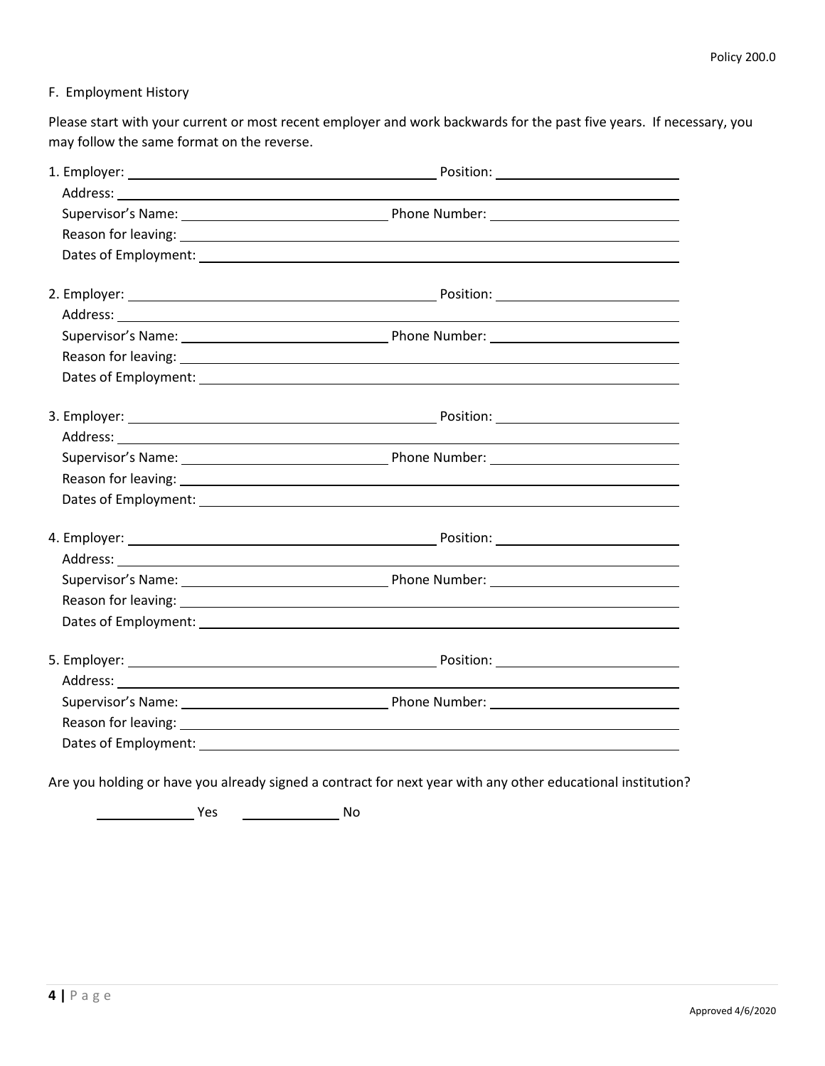F. Employment History

Please start with your current or most recent employer and work backwards for the past five years. If necessary, you may follow the same format on the reverse.

1. Employer: ______________________________ Position: ____________________
   Address: ______________________________________________________________
   Supervisor's Name: ______________________ Phone Number: ____________________
   Reason for leaving: ______________________________________________________
   Dates of Employment: ____________________________________________________

2. Employer: ______________________________ Position: ____________________
   Address: ______________________________________________________________
   Supervisor's Name: ______________________ Phone Number: ____________________
   Reason for leaving: ______________________________________________________
   Dates of Employment: ____________________________________________________

3. Employer: ______________________________ Position: ____________________
   Address: ______________________________________________________________
   Supervisor's Name: ______________________ Phone Number: ____________________
   Reason for leaving: ______________________________________________________
   Dates of Employment: ____________________________________________________

4. Employer: ______________________________ Position: ____________________
   Address: ______________________________________________________________
   Supervisor's Name: ______________________ Phone Number: ____________________
   Reason for leaving: ______________________________________________________
   Dates of Employment: ____________________________________________________

5. Employer: ______________________________ Position: ____________________
   Address: ______________________________________________________________
   Supervisor's Name: ______________________ Phone Number: ____________________
   Reason for leaving: ______________________________________________________
   Dates of Employment: ____________________________________________________

Are you holding or have you already signed a contract for next year with any other educational institution?

__________ Yes &nbsp;&nbsp;&nbsp; __________ No

Approved 4/6/2020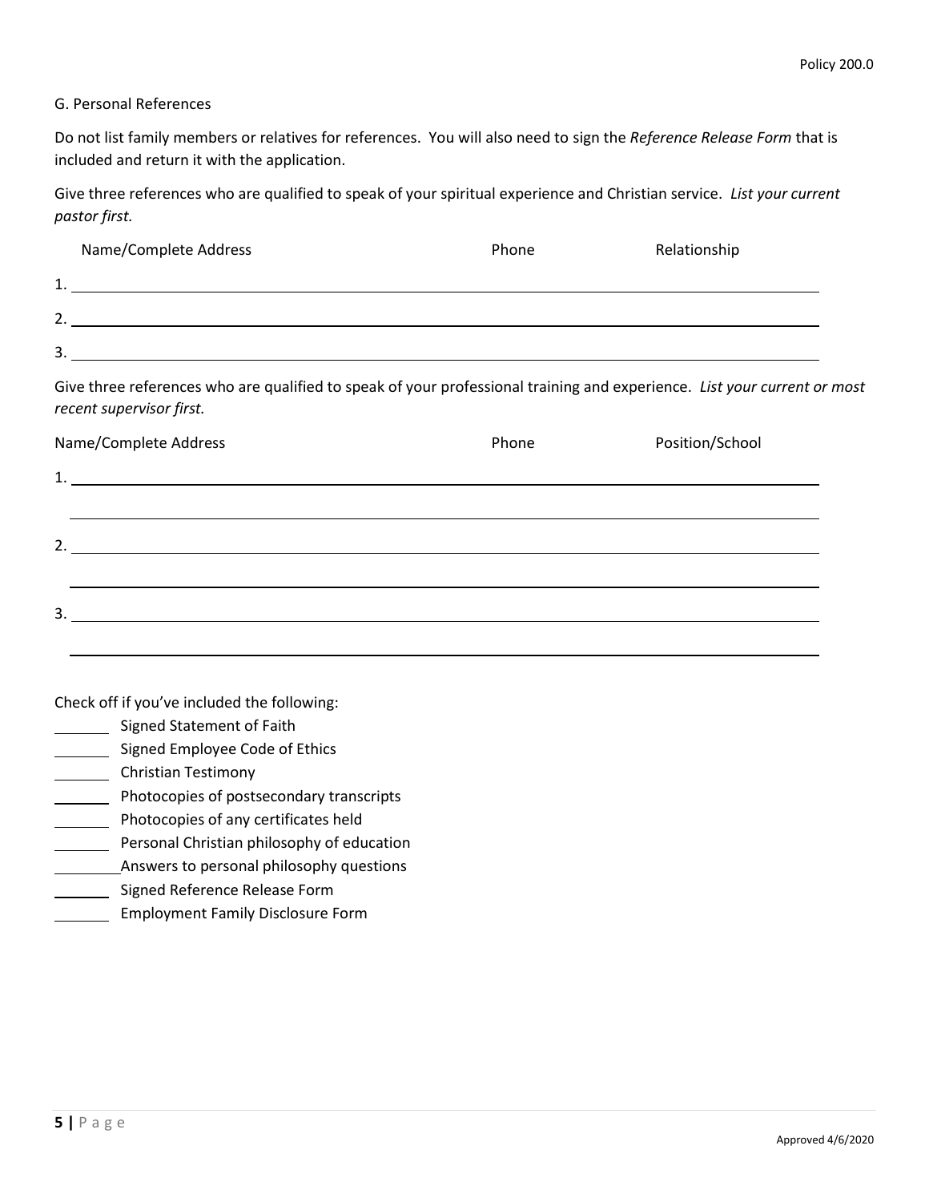G. Personal References

Do not list family members or relatives for references. You will also need to sign the *Reference Release Form* that is included and return it with the application.

Give three references who are qualified to speak of your spiritual experience and Christian service. *List your current pastor first.*

| Name/Complete Address | Phone | Relationship |
| --- | --- | --- |
| 1. | | |
| 2. | | |
| 3. | | |

Give three references who are qualified to speak of your professional training and experience. *List your current or most recent supervisor first.*

| Name/Complete Address | Phone | Position/School |
| --- | --- | --- |
| 1. | | |
| 2. | | |
| 3. | | |

Check off if you've included the following:

- ______ Signed Statement of Faith
- ______ Signed Employee Code of Ethics
- ______ Christian Testimony
- ______ Photocopies of postsecondary transcripts
- ______ Photocopies of any certificates held
- ______ Personal Christian philosophy of education
- ______ Answers to personal philosophy questions
- ______ Signed Reference Release Form
- ______ Employment Family Disclosure Form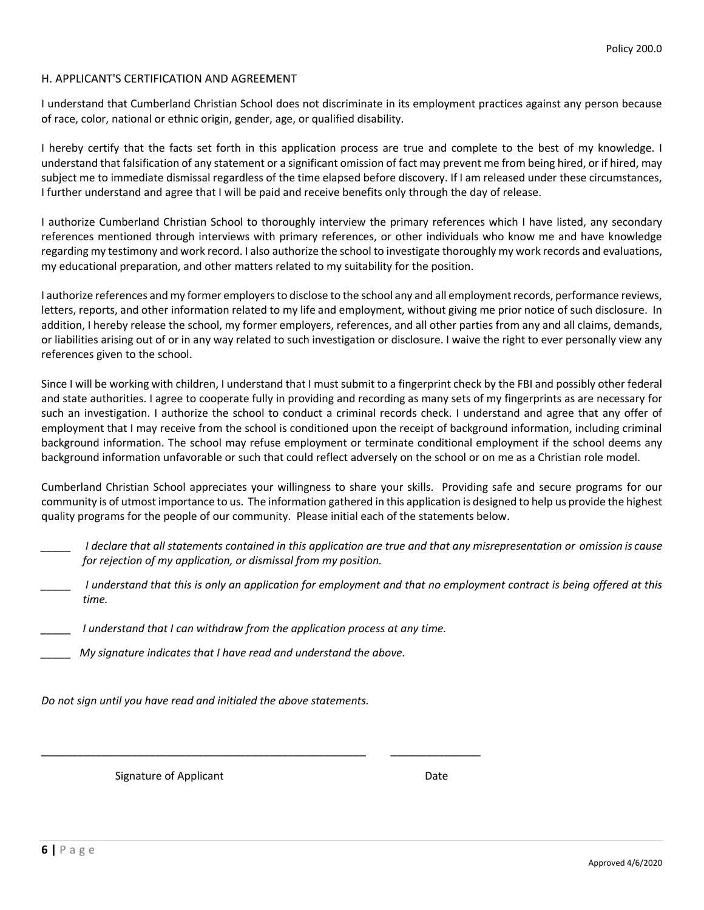## H. APPLICANT'S CERTIFICATION AND AGREEMENT

I understand that Cumberland Christian School does not discriminate in its employment practices against any person because of race, color, national or ethnic origin, gender, age, or qualified disability.

I hereby certify that the facts set forth in this application process are true and complete to the best of my knowledge. I understand that falsification of any statement or a significant omission of fact may prevent me from being hired, or if hired, may subject me to immediate dismissal regardless of the time elapsed before discovery. If I am released under these circumstances, I further understand and agree that I will be paid and receive benefits only through the day of release.

I authorize Cumberland Christian School to thoroughly interview the primary references which I have listed, any secondary references mentioned through interviews with primary references, or other individuals who know me and have knowledge regarding my testimony and work record. I also authorize the school to investigate thoroughly my work records and evaluations, my educational preparation, and other matters related to my suitability for the position.

I authorize references and my former employers to disclose to the school any and all employment records, performance reviews, letters, reports, and other information related to my life and employment, without giving me prior notice of such disclosure. In addition, I hereby release the school, my former employers, references, and all other parties from any and all claims, demands, or liabilities arising out of or in any way related to such investigation or disclosure. I waive the right to ever personally view any references given to the school.

Since I will be working with children, I understand that I must submit to a fingerprint check by the FBI and possibly other federal and state authorities. I agree to cooperate fully in providing and recording as many sets of my fingerprints as are necessary for such an investigation. I authorize the school to conduct a criminal records check. I understand and agree that any offer of employment that I may receive from the school is conditioned upon the receipt of background information, including criminal background information. The school may refuse employment or terminate conditional employment if the school deems any background information unfavorable or such that could reflect adversely on the school or on me as a Christian role model.

Cumberland Christian School appreciates your willingness to share your skills. Providing safe and secure programs for our community is of utmost importance to us. The information gathered in this application is designed to help us provide the highest quality programs for the people of our community. Please initial each of the statements below.

_____ *I declare that all statements contained in this application are true and that any misrepresentation or omission is cause for rejection of my application, or dismissal from my position.*

_____ *I understand that this is only an application for employment and that no employment contract is being offered at this time.*

_____ *I understand that I can withdraw from the application process at any time.*

_____ *My signature indicates that I have read and understand the above.*

*Do not sign until you have read and initialed the above statements.*

_______________________________________________________ _______________

Signature of Applicant Date

Approved 4/6/2020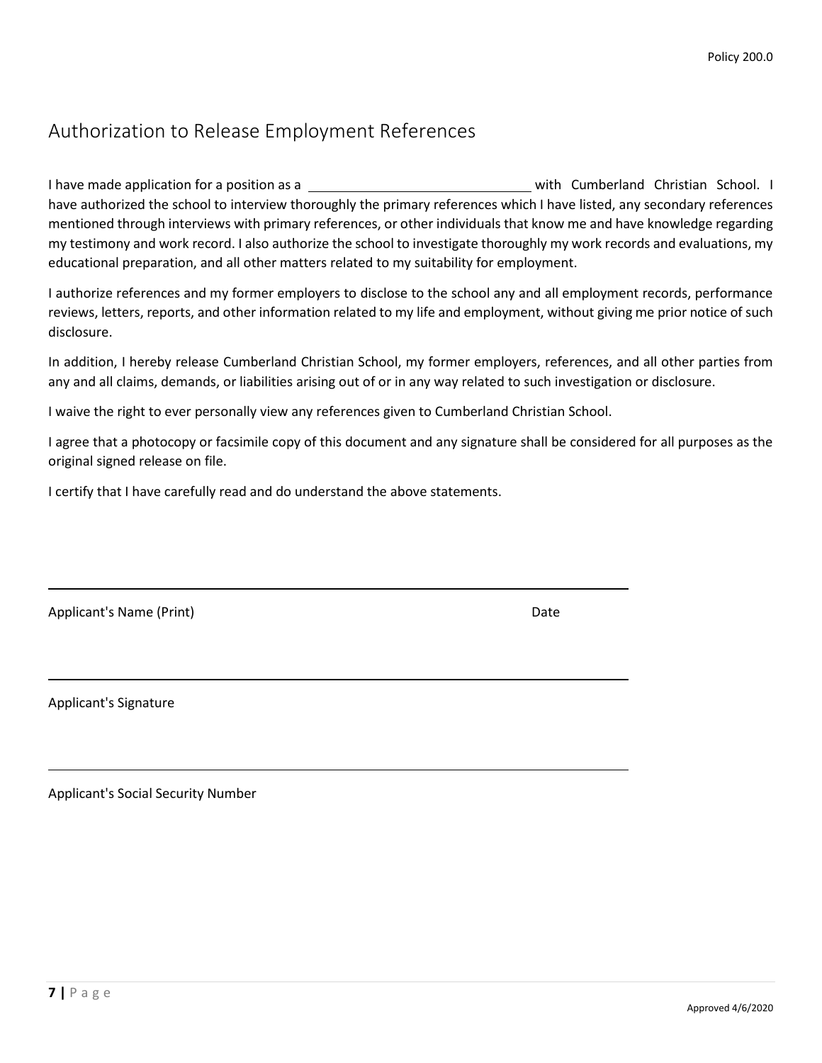# Authorization to Release Employment References

I have made application for a position as a ______________________________ with Cumberland Christian School. I have authorized the school to interview thoroughly the primary references which I have listed, any secondary references mentioned through interviews with primary references, or other individuals that know me and have knowledge regarding my testimony and work record. I also authorize the school to investigate thoroughly my work records and evaluations, my educational preparation, and all other matters related to my suitability for employment.

I authorize references and my former employers to disclose to the school any and all employment records, performance reviews, letters, reports, and other information related to my life and employment, without giving me prior notice of such disclosure.

In addition, I hereby release Cumberland Christian School, my former employers, references, and all other parties from any and all claims, demands, or liabilities arising out of or in any way related to such investigation or disclosure.

I waive the right to ever personally view any references given to Cumberland Christian School.

I agree that a photocopy or facsimile copy of this document and any signature shall be considered for all purposes as the original signed release on file.

I certify that I have carefully read and do understand the above statements.

______________________________________________________________

Applicant's Name (Print) Date

______________________________________________________________

Applicant's Signature

______________________________________________________________

Applicant's Social Security Number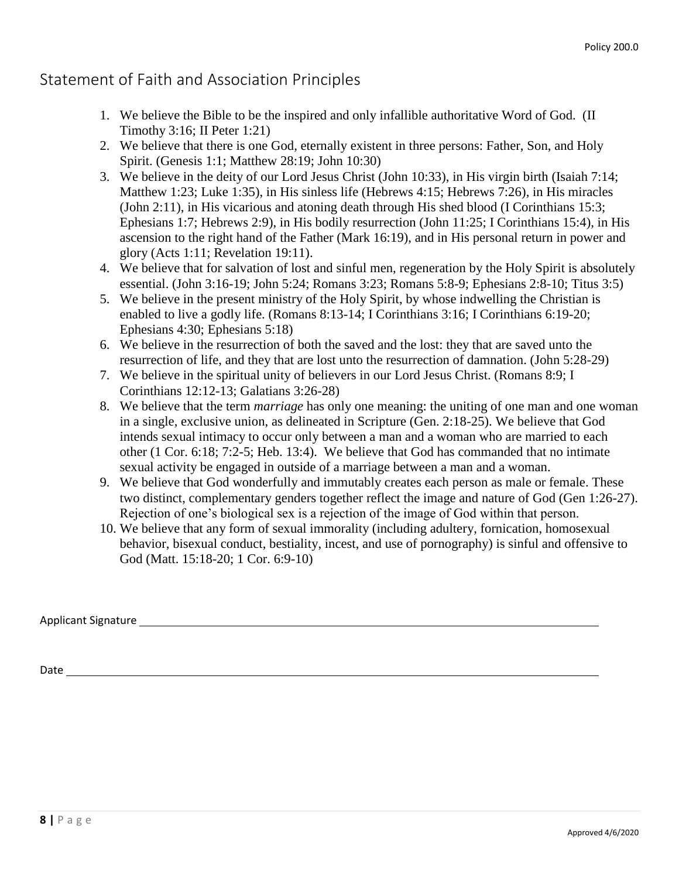## Statement of Faith and Association Principles

1. We believe the Bible to be the inspired and only infallible authoritative Word of God. (II Timothy 3:16; II Peter 1:21)
2. We believe that there is one God, eternally existent in three persons: Father, Son, and Holy Spirit. (Genesis 1:1; Matthew 28:19; John 10:30)
3. We believe in the deity of our Lord Jesus Christ (John 10:33), in His virgin birth (Isaiah 7:14; Matthew 1:23; Luke 1:35), in His sinless life (Hebrews 4:15; Hebrews 7:26), in His miracles (John 2:11), in His vicarious and atoning death through His shed blood (I Corinthians 15:3; Ephesians 1:7; Hebrews 2:9), in His bodily resurrection (John 11:25; I Corinthians 15:4), in His ascension to the right hand of the Father (Mark 16:19), and in His personal return in power and glory (Acts 1:11; Revelation 19:11).
4. We believe that for salvation of lost and sinful men, regeneration by the Holy Spirit is absolutely essential. (John 3:16-19; John 5:24; Romans 3:23; Romans 5:8-9; Ephesians 2:8-10; Titus 3:5)
5. We believe in the present ministry of the Holy Spirit, by whose indwelling the Christian is enabled to live a godly life. (Romans 8:13-14; I Corinthians 3:16; I Corinthians 6:19-20; Ephesians 4:30; Ephesians 5:18)
6. We believe in the resurrection of both the saved and the lost: they that are saved unto the resurrection of life, and they that are lost unto the resurrection of damnation. (John 5:28-29)
7. We believe in the spiritual unity of believers in our Lord Jesus Christ. (Romans 8:9; I Corinthians 12:12-13; Galatians 3:26-28)
8. We believe that the term *marriage* has only one meaning: the uniting of one man and one woman in a single, exclusive union, as delineated in Scripture (Gen. 2:18-25). We believe that God intends sexual intimacy to occur only between a man and a woman who are married to each other (1 Cor. 6:18; 7:2-5; Heb. 13:4). We believe that God has commanded that no intimate sexual activity be engaged in outside of a marriage between a man and a woman.
9. We believe that God wonderfully and immutably creates each person as male or female. These two distinct, complementary genders together reflect the image and nature of God (Gen 1:26-27). Rejection of one's biological sex is a rejection of the image of God within that person.
10. We believe that any form of sexual immorality (including adultery, fornication, homosexual behavior, bisexual conduct, bestiality, incest, and use of pornography) is sinful and offensive to God (Matt. 15:18-20; 1 Cor. 6:9-10)

Applicant Signature ______________________________________________

Date ______________________________________________

Approved 4/6/2020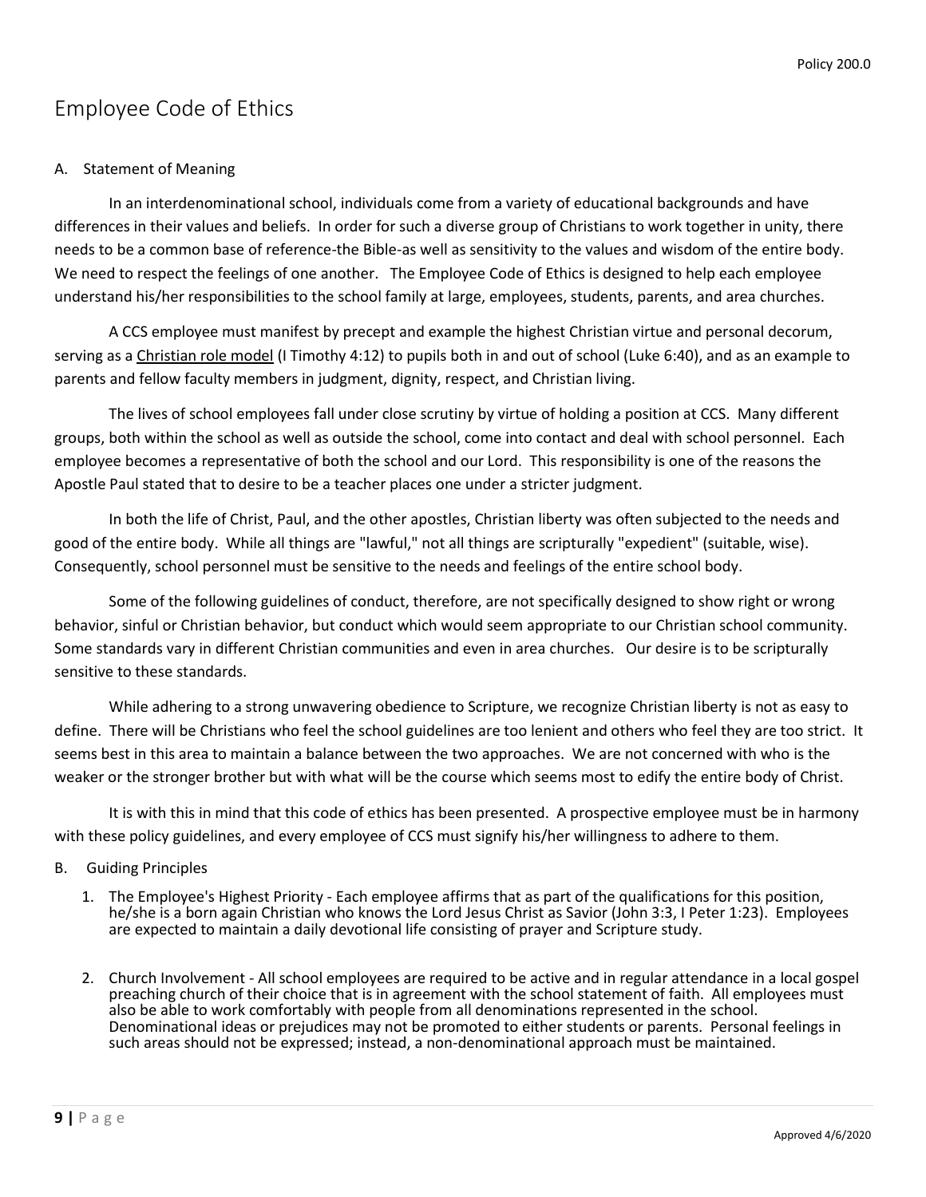# Employee Code of Ethics

A. Statement of Meaning

In an interdenominational school, individuals come from a variety of educational backgrounds and have differences in their values and beliefs. In order for such a diverse group of Christians to work together in unity, there needs to be a common base of reference-the Bible-as well as sensitivity to the values and wisdom of the entire body. We need to respect the feelings of one another. The Employee Code of Ethics is designed to help each employee understand his/her responsibilities to the school family at large, employees, students, parents, and area churches.

A CCS employee must manifest by precept and example the highest Christian virtue and personal decorum, serving as a Christian role model (I Timothy 4:12) to pupils both in and out of school (Luke 6:40), and as an example to parents and fellow faculty members in judgment, dignity, respect, and Christian living.

The lives of school employees fall under close scrutiny by virtue of holding a position at CCS. Many different groups, both within the school as well as outside the school, come into contact and deal with school personnel. Each employee becomes a representative of both the school and our Lord. This responsibility is one of the reasons the Apostle Paul stated that to desire to be a teacher places one under a stricter judgment.

In both the life of Christ, Paul, and the other apostles, Christian liberty was often subjected to the needs and good of the entire body. While all things are "lawful," not all things are scripturally "expedient" (suitable, wise). Consequently, school personnel must be sensitive to the needs and feelings of the entire school body.

Some of the following guidelines of conduct, therefore, are not specifically designed to show right or wrong behavior, sinful or Christian behavior, but conduct which would seem appropriate to our Christian school community. Some standards vary in different Christian communities and even in area churches. Our desire is to be scripturally sensitive to these standards.

While adhering to a strong unwavering obedience to Scripture, we recognize Christian liberty is not as easy to define. There will be Christians who feel the school guidelines are too lenient and others who feel they are too strict. It seems best in this area to maintain a balance between the two approaches. We are not concerned with who is the weaker or the stronger brother but with what will be the course which seems most to edify the entire body of Christ.

It is with this in mind that this code of ethics has been presented. A prospective employee must be in harmony with these policy guidelines, and every employee of CCS must signify his/her willingness to adhere to them.

B. Guiding Principles

1. The Employee's Highest Priority - Each employee affirms that as part of the qualifications for this position, he/she is a born again Christian who knows the Lord Jesus Christ as Savior (John 3:3, I Peter 1:23). Employees are expected to maintain a daily devotional life consisting of prayer and Scripture study.

2. Church Involvement - All school employees are required to be active and in regular attendance in a local gospel preaching church of their choice that is in agreement with the school statement of faith. All employees must also be able to work comfortably with people from all denominations represented in the school. Denominational ideas or prejudices may not be promoted to either students or parents. Personal feelings in such areas should not be expressed; instead, a non-denominational approach must be maintained.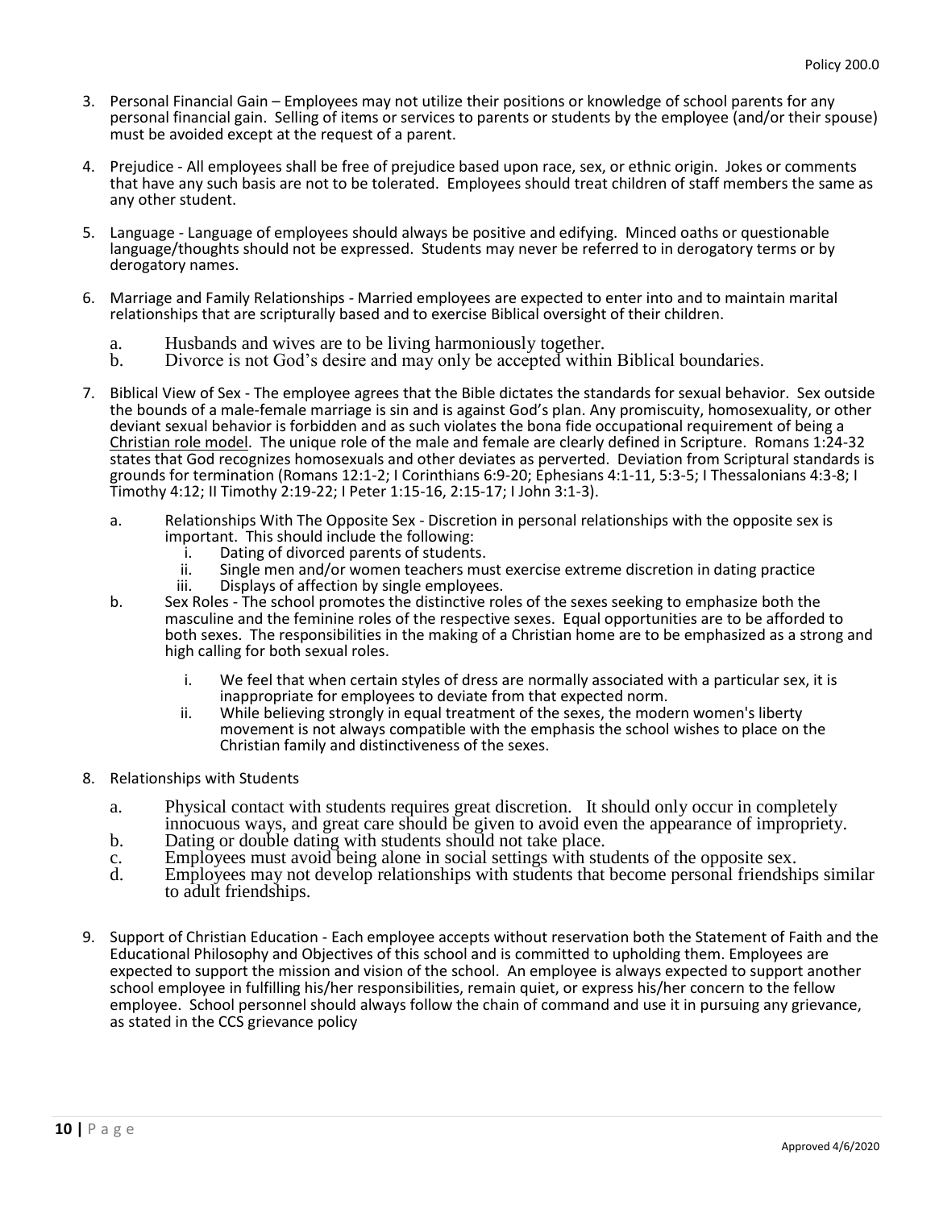3. Personal Financial Gain – Employees may not utilize their positions or knowledge of school parents for any personal financial gain. Selling of items or services to parents or students by the employee (and/or their spouse) must be avoided except at the request of a parent.

4. Prejudice - All employees shall be free of prejudice based upon race, sex, or ethnic origin. Jokes or comments that have any such basis are not to be tolerated. Employees should treat children of staff members the same as any other student.

5. Language - Language of employees should always be positive and edifying. Minced oaths or questionable language/thoughts should not be expressed. Students may never be referred to in derogatory terms or by derogatory names.

6. Marriage and Family Relationships - Married employees are expected to enter into and to maintain marital relationships that are scripturally based and to exercise Biblical oversight of their children.

   a. Husbands and wives are to be living harmoniously together.
   b. Divorce is not God's desire and may only be accepted within Biblical boundaries.

7. Biblical View of Sex - The employee agrees that the Bible dictates the standards for sexual behavior. Sex outside the bounds of a male-female marriage is sin and is against God's plan. Any promiscuity, homosexuality, or other deviant sexual behavior is forbidden and as such violates the bona fide occupational requirement of being a Christian role model. The unique role of the male and female are clearly defined in Scripture. Romans 1:24-32 states that God recognizes homosexuals and other deviates as perverted. Deviation from Scriptural standards is grounds for termination (Romans 12:1-2; I Corinthians 6:9-20; Ephesians 4:1-11, 5:3-5; I Thessalonians 4:3-8; I Timothy 4:12; II Timothy 2:19-22; I Peter 1:15-16, 2:15-17; I John 3:1-3).

   a. Relationships With The Opposite Sex - Discretion in personal relationships with the opposite sex is important. This should include the following:
      i. Dating of divorced parents of students.
      ii. Single men and/or women teachers must exercise extreme discretion in dating practice
      iii. Displays of affection by single employees.
   b. Sex Roles - The school promotes the distinctive roles of the sexes seeking to emphasize both the masculine and the feminine roles of the respective sexes. Equal opportunities are to be afforded to both sexes. The responsibilities in the making of a Christian home are to be emphasized as a strong and high calling for both sexual roles.
      i. We feel that when certain styles of dress are normally associated with a particular sex, it is inappropriate for employees to deviate from that expected norm.
      ii. While believing strongly in equal treatment of the sexes, the modern women's liberty movement is not always compatible with the emphasis the school wishes to place on the Christian family and distinctiveness of the sexes.

8. Relationships with Students

   a. Physical contact with students requires great discretion. It should only occur in completely innocuous ways, and great care should be given to avoid even the appearance of impropriety.
   b. Dating or double dating with students should not take place.
   c. Employees must avoid being alone in social settings with students of the opposite sex.
   d. Employees may not develop relationships with students that become personal friendships similar to adult friendships.

9. Support of Christian Education - Each employee accepts without reservation both the Statement of Faith and the Educational Philosophy and Objectives of this school and is committed to upholding them. Employees are expected to support the mission and vision of the school. An employee is always expected to support another school employee in fulfilling his/her responsibilities, remain quiet, or express his/her concern to the fellow employee. School personnel should always follow the chain of command and use it in pursuing any grievance, as stated in the CCS grievance policy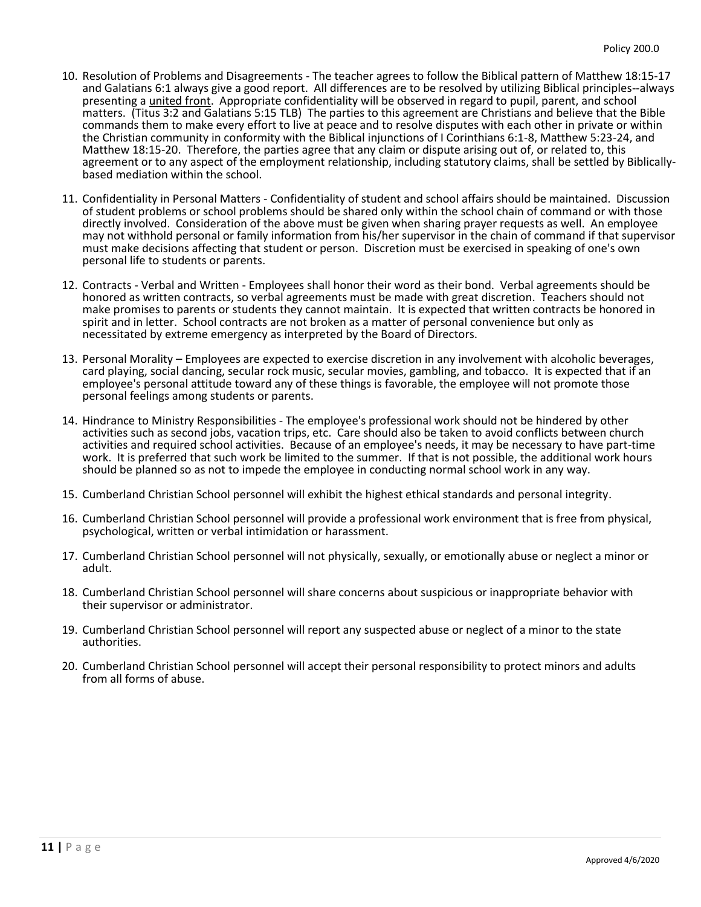10. Resolution of Problems and Disagreements - The teacher agrees to follow the Biblical pattern of Matthew 18:15-17 and Galatians 6:1 always give a good report. All differences are to be resolved by utilizing Biblical principles--always presenting a united front. Appropriate confidentiality will be observed in regard to pupil, parent, and school matters. (Titus 3:2 and Galatians 5:15 TLB) The parties to this agreement are Christians and believe that the Bible commands them to make every effort to live at peace and to resolve disputes with each other in private or within the Christian community in conformity with the Biblical injunctions of I Corinthians 6:1-8, Matthew 5:23-24, and Matthew 18:15-20. Therefore, the parties agree that any claim or dispute arising out of, or related to, this agreement or to any aspect of the employment relationship, including statutory claims, shall be settled by Biblically-based mediation within the school.

11. Confidentiality in Personal Matters - Confidentiality of student and school affairs should be maintained. Discussion of student problems or school problems should be shared only within the school chain of command or with those directly involved. Consideration of the above must be given when sharing prayer requests as well. An employee may not withhold personal or family information from his/her supervisor in the chain of command if that supervisor must make decisions affecting that student or person. Discretion must be exercised in speaking of one's own personal life to students or parents.

12. Contracts - Verbal and Written - Employees shall honor their word as their bond. Verbal agreements should be honored as written contracts, so verbal agreements must be made with great discretion. Teachers should not make promises to parents or students they cannot maintain. It is expected that written contracts be honored in spirit and in letter. School contracts are not broken as a matter of personal convenience but only as necessitated by extreme emergency as interpreted by the Board of Directors.

13. Personal Morality – Employees are expected to exercise discretion in any involvement with alcoholic beverages, card playing, social dancing, secular rock music, secular movies, gambling, and tobacco. It is expected that if an employee's personal attitude toward any of these things is favorable, the employee will not promote those personal feelings among students or parents.

14. Hindrance to Ministry Responsibilities - The employee's professional work should not be hindered by other activities such as second jobs, vacation trips, etc. Care should also be taken to avoid conflicts between church activities and required school activities. Because of an employee's needs, it may be necessary to have part-time work. It is preferred that such work be limited to the summer. If that is not possible, the additional work hours should be planned so as not to impede the employee in conducting normal school work in any way.

15. Cumberland Christian School personnel will exhibit the highest ethical standards and personal integrity.

16. Cumberland Christian School personnel will provide a professional work environment that is free from physical, psychological, written or verbal intimidation or harassment.

17. Cumberland Christian School personnel will not physically, sexually, or emotionally abuse or neglect a minor or adult.

18. Cumberland Christian School personnel will share concerns about suspicious or inappropriate behavior with their supervisor or administrator.

19. Cumberland Christian School personnel will report any suspected abuse or neglect of a minor to the state authorities.

20. Cumberland Christian School personnel will accept their personal responsibility to protect minors and adults from all forms of abuse.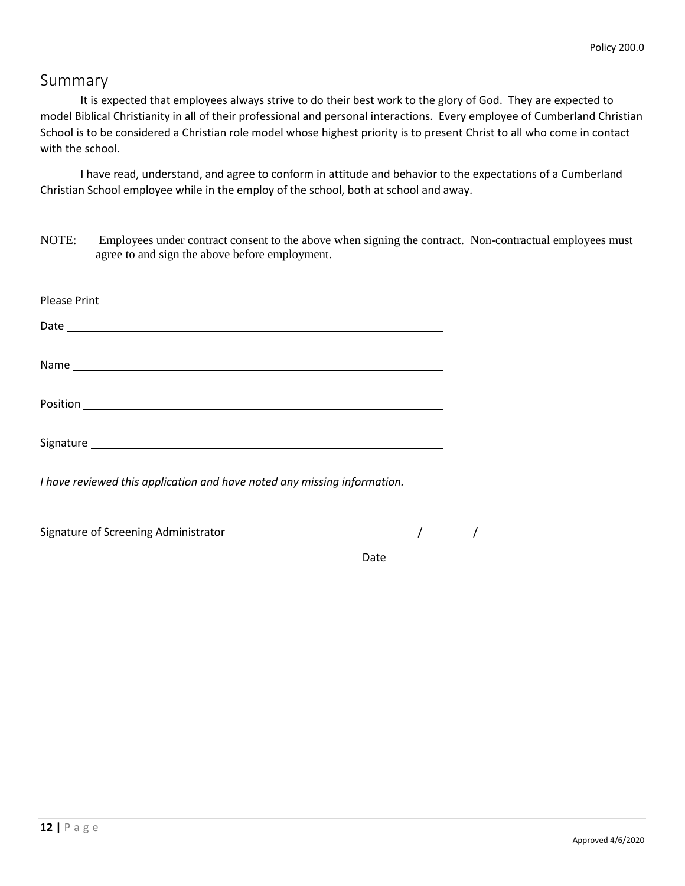## Summary

It is expected that employees always strive to do their best work to the glory of God. They are expected to model Biblical Christianity in all of their professional and personal interactions. Every employee of Cumberland Christian School is to be considered a Christian role model whose highest priority is to present Christ to all who come in contact with the school.

I have read, understand, and agree to conform in attitude and behavior to the expectations of a Cumberland Christian School employee while in the employ of the school, both at school and away.

NOTE: Employees under contract consent to the above when signing the contract. Non-contractual employees must agree to and sign the above before employment.

Please Print

Date ______________________________________________

Name ______________________________________________

Position ______________________________________________

Signature ______________________________________________

*I have reviewed this application and have noted any missing information.*

Signature of Screening Administrator ________/________/________

Date